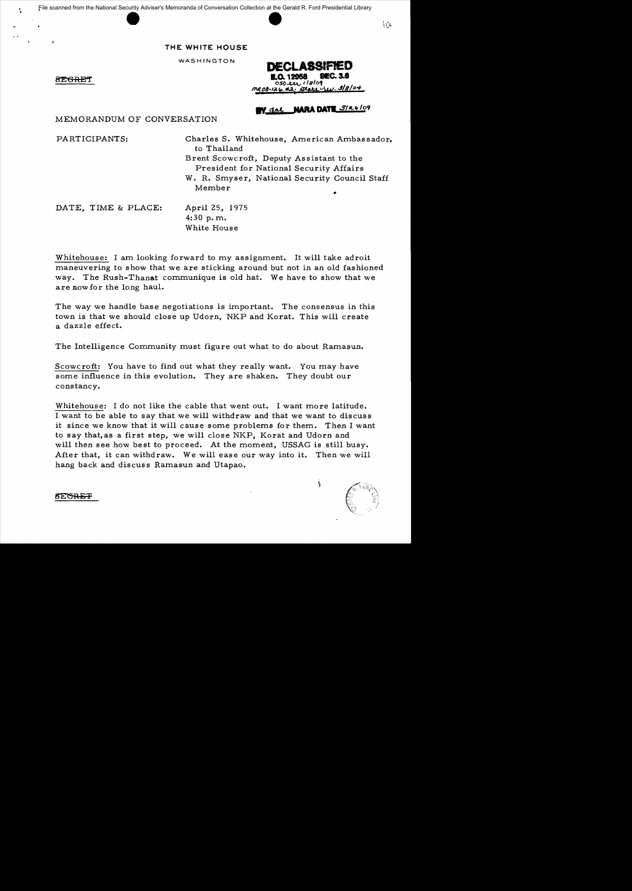THE WHITE HOUSE

WASHINGTON

~~SECRET~~

**DECLASSIFIED**
**E.O. 12958 SEC. 3.6**
OSD ltr 1/8/09
MR08-126 #2; State ltr. 3/8/04

BY dal NARA DATE 3/26/09

MEMORANDUM OF CONVERSATION

PARTICIPANTS: Charles S. Whitehouse, American Ambassador, to Thailand
Brent Scowcroft, Deputy Assistant to the President for National Security Affairs
W. R. Smyser, National Security Council Staff Member

DATE, TIME & PLACE: April 25, 1975
4:30 p.m.
White House

Whitehouse: I am looking forward to my assignment. It will take adroit maneuvering to show that we are sticking around but not in an old fashioned way. The Rush-Thanat communique is old hat. We have to show that we are now for the long haul.

The way we handle base negotiations is important. The consensus in this town is that we should close up Udorn, NKP and Korat. This will create a dazzle effect.

The Intelligence Community must figure out what to do about Ramasun.

Scowcroft: You have to find out what they really want. You may have some influence in this evolution. They are shaken. They doubt our constancy.

Whitehouse: I do not like the cable that went out. I want more latitude. I want to be able to say that we will withdraw and that we want to discuss it since we know that it will cause some problems for them. Then I want to say that, as a first step, we will close NKP, Korat and Udorn and will then see how best to proceed. At the moment, USSAG is still busy. After that, it can withdraw. We will ease our way into it. Then we will hang back and discuss Ramasun and Utapao.

~~SECRET~~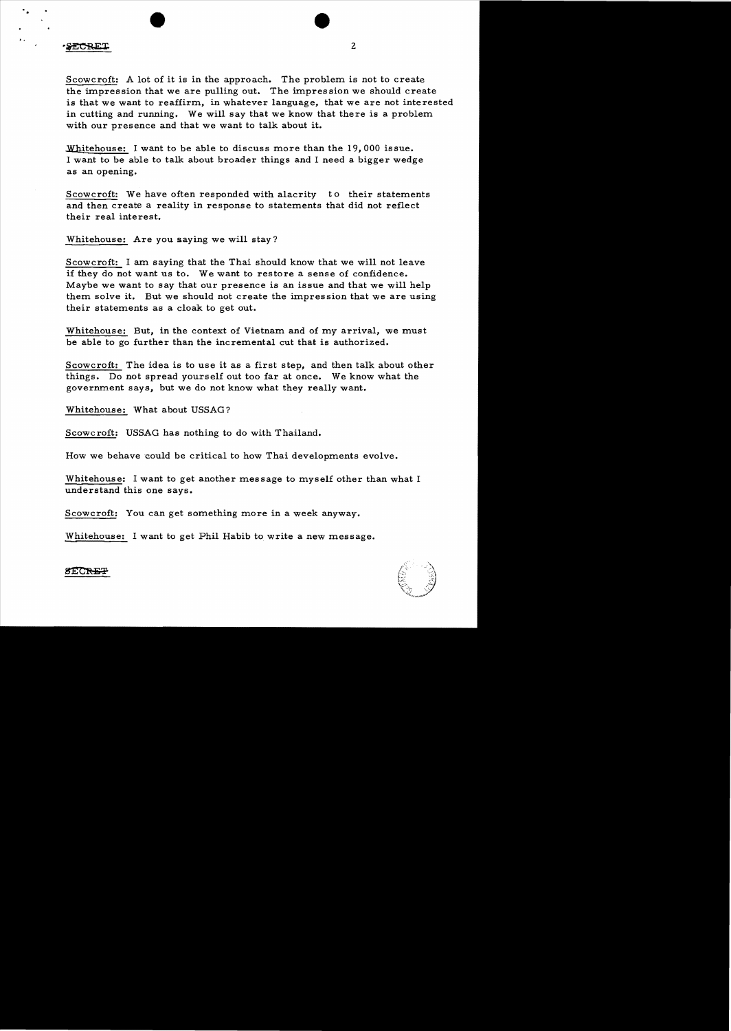Scowcroft: A lot of it is in the approach. The problem is not to create the impression that we are pulling out. The impression we should create is that we want to reaffirm, in whatever language, that we are not interested in cutting and running. We will say that we know that there is a problem with our presence and that we want to talk about it.

Whitehouse: I want to be able to discuss more than the 19,000 issue. I want to be able to talk about broader things and I need a bigger wedge as an opening.

Scowcroft: We have often responded with alacrity to their statements and then create a reality in response to statements that did not reflect their real interest.

Whitehouse: Are you saying we will stay?

Scowcroft: I am saying that the Thai should know that we will not leave if they do not want us to. We want to restore a sense of confidence. Maybe we want to say that our presence is an issue and that we will help them solve it. But we should not create the impression that we are using their statements as a cloak to get out.

Whitehouse: But, in the context of Vietnam and of my arrival, we must be able to go further than the incremental cut that is authorized.

Scowcroft: The idea is to use it as a first step, and then talk about other things. Do not spread yourself out too far at once. We know what the government says, but we do not know what they really want.

Whitehouse: What about USSAG?

Scowcroft: USSAG has nothing to do with Thailand.

How we behave could be critical to how Thai developments evolve.

Whitehouse: I want to get another message to myself other than what I understand this one says.

Scowcroft: You can get something more in a week anyway.

Whitehouse: I want to get Phil Habib to write a new message.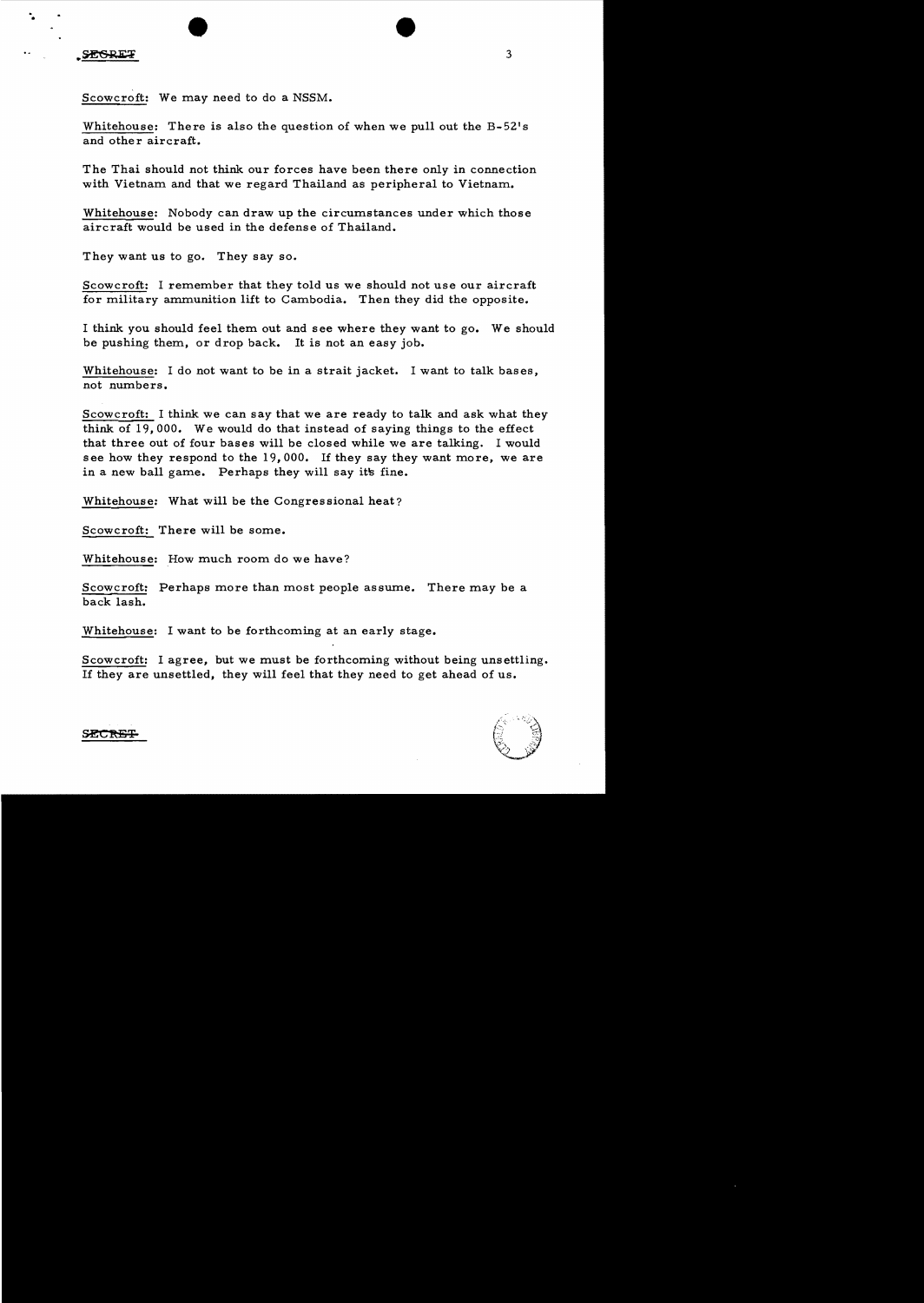SECRET

Scowcroft: We may need to do a NSSM.

Whitehouse: There is also the question of when we pull out the B-52's and other aircraft.

The Thai should not think our forces have been there only in connection with Vietnam and that we regard Thailand as peripheral to Vietnam.

Whitehouse: Nobody can draw up the circumstances under which those aircraft would be used in the defense of Thailand.

They want us to go. They say so.

Scowcroft: I remember that they told us we should not use our aircraft for military ammunition lift to Cambodia. Then they did the opposite.

I think you should feel them out and see where they want to go. We should be pushing them, or drop back. It is not an easy job.

Whitehouse: I do not want to be in a strait jacket. I want to talk bases, not numbers.

Scowcroft: I think we can say that we are ready to talk and ask what they think of 19,000. We would do that instead of saying things to the effect that three out of four bases will be closed while we are talking. I would see how they respond to the 19,000. If they say they want more, we are in a new ball game. Perhaps they will say it's fine.

Whitehouse: What will be the Congressional heat?

Scowcroft: There will be some.

Whitehouse: How much room do we have?

Scowcroft: Perhaps more than most people assume. There may be a back lash.

Whitehouse: I want to be forthcoming at an early stage.

Scowcroft: I agree, but we must be forthcoming without being unsettling. If they are unsettled, they will feel that they need to get ahead of us.

SECRET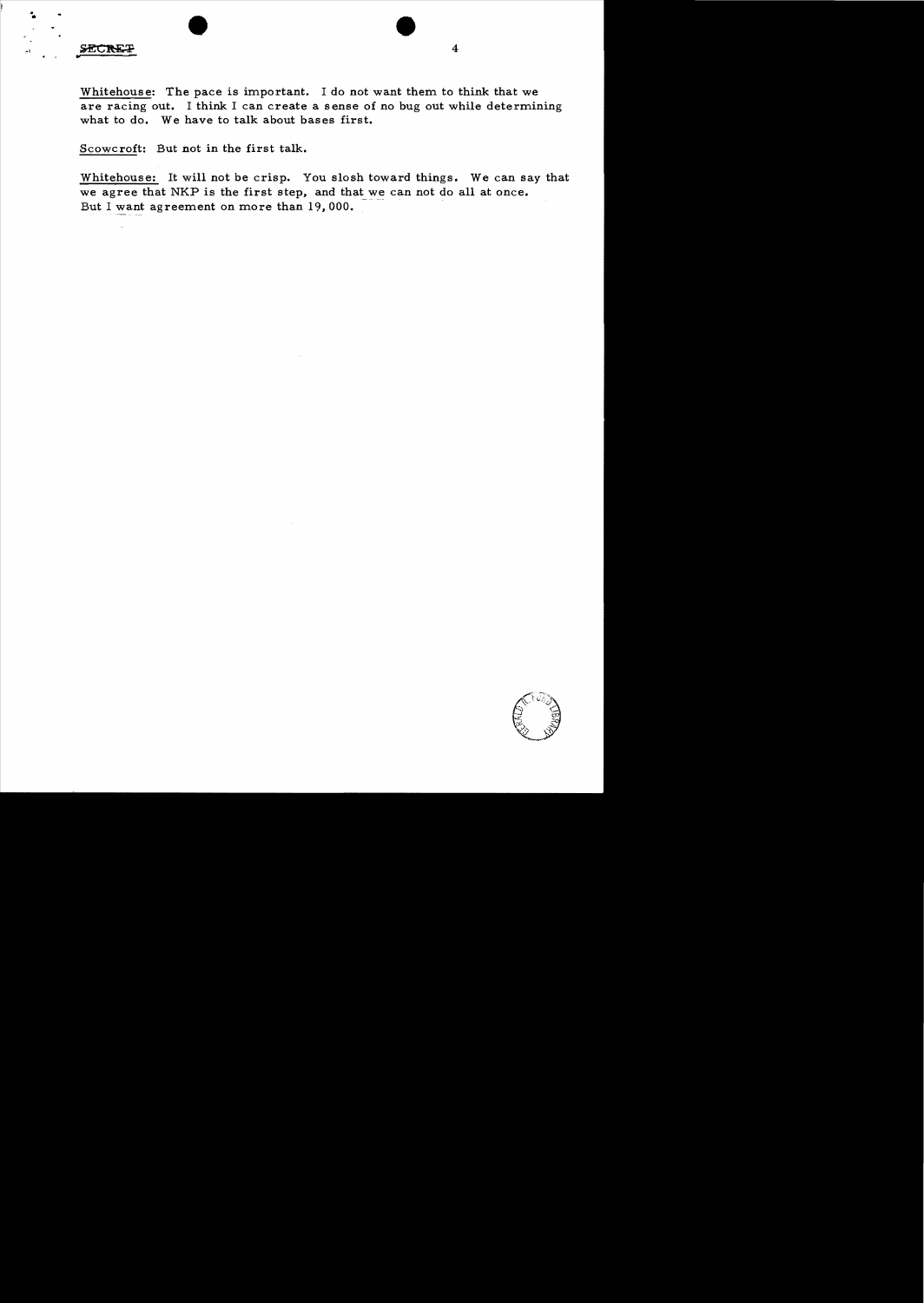SECRET

Whitehouse: The pace is important. I do not want them to think that we are racing out. I think I can create a sense of no bug out while determining what to do. We have to talk about bases first.

Scowcroft: But not in the first talk.

Whitehouse: It will not be crisp. You slosh toward things. We can say that we agree that NKP is the first step, and that we can not do all at once. But I want agreement on more than 19,000.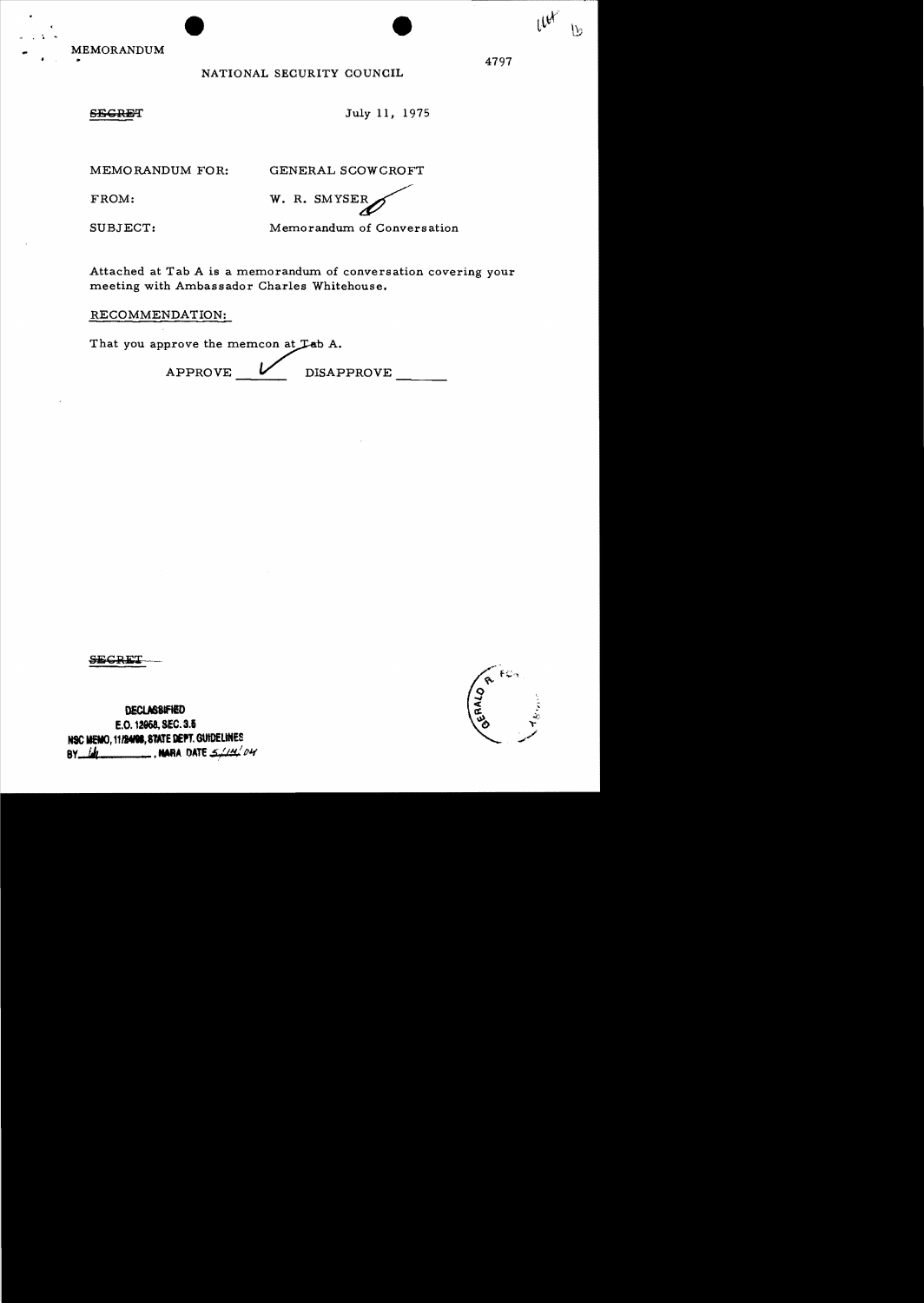MEMORANDUM

NATIONAL SECURITY COUNCIL

4797

~~SECRET~~

July 11, 1975

MEMORANDUM FOR: GENERAL SCOWCROFT

FROM: W. R. SMYSER

SUBJECT: Memorandum of Conversation

Attached at Tab A is a memorandum of conversation covering your meeting with Ambassador Charles Whitehouse.

RECOMMENDATION:

That you approve the memcon at Tab A.

APPROVE ✓ DISAPPROVE ______

~~SECRET~~

DECLASSIFIED
E.O. 12958, SEC. 3.5
NSC MEMO, 11/24/98, STATE DEPT. GUIDELINES
BY ____, NARA DATE 5/14/04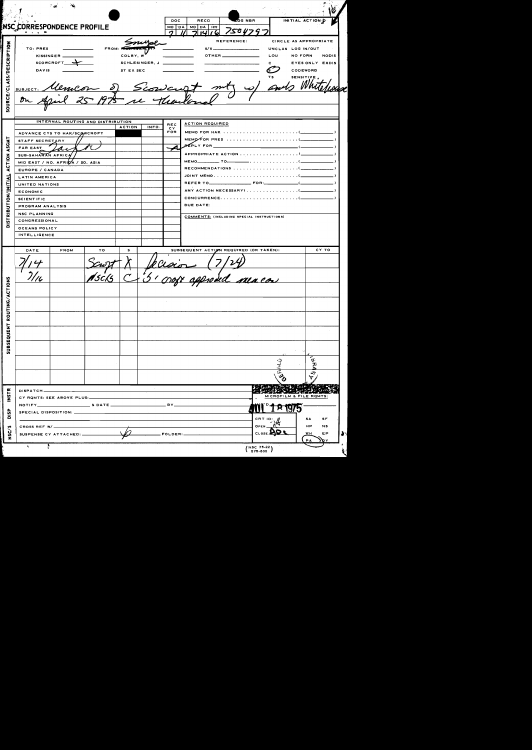# NSC CORRESPONDENCE PROFILE

| DOC MO | DOC DA | RECD MO | RECD DA | RECD HR | LOG NBR | INITIAL ACTION |
|---|---|---|---|---|---|---|
| 7 | 11 | 7 | 14 | 16 | 7504797 | |

**SOURCE/CLASS/DESCRIPTION**

TO: PRES ___ KISSINGER ___ SCOWCROFT ✕ DAVIS ___

FROM: Snyder (~~HOLLINGER~~) COLBY, W ___ SCHLESINGER, J ___ ST EX SEC ___

S/S ___ OTHER ___

REFERENCE:

CIRCLE AS APPROPRIATE: UNCLAS LOG IN/OUT LOU NO FORN NODIS C EYES ONLY EXDIS (S) CODEWORD TS SENSITIVE

SUBJECT: Memcon of Scowcroft mtg w/ amb Whitehouse on April 25 1975 re Thailand

**DISTRIBUTION/INITIAL ACTION ASGMT**

| INTERNAL ROUTING AND DISTRIBUTION | ACTION | INFO | REC CY FOR |
|---|---|---|---|
| ADVANCE CYS TO HAK/SCOWCROFT | | | |
| STAFF SECRETARY | | | |
| FAR EAST Taylor | | | ✓ |
| SUB-SAHARAN AFRICA | | | |
| MID EAST / NO. AFRICA / SO. ASIA | | | |
| EUROPE / CANADA | | | |
| LATIN AMERICA | | | |
| UNITED NATIONS | | | |
| ECONOMIC | | | |
| SCIENTIFIC | | | |
| PROGRAM ANALYSIS | | | |
| NSC PLANNING | | | |
| CONGRESSIONAL | | | |
| OCEANS POLICY | | | |
| INTELLIGENCE | | | |

ACTION REQUIRED

- MEMO FOR HAK ( )
- MEMO FOR PRES ( )
- REPLY FOR ( )
- APPROPRIATE ACTION ( )
- MEMO ___ TO ___ ( )
- RECOMMENDATIONS ( )
- JOINT MEMO ( )
- REFER TO ___ FOR: ___ ( )
- ANY ACTION NECESSARY? ( )
- CONCURRENCE ( )

DUE DATE:

COMMENTS: (INCLUDING SPECIAL INSTRUCTIONS)

**SUBSEQUENT ROUTING/ACTIONS**

| DATE | FROM | TO | S | SUBSEQUENT ACTION REQUIRED (OR TAKEN): | CY TO |
|---|---|---|---|---|---|
| 7/14 | | Scowcroft | X | Decision (7/24) | |
| 7/16 | | NSCS | C | 'S' noted approved memcon | |

**DISPATCH** ___

CY RQMTS: SEE ABOVE PLUS: ___

MICROFILM & FILE RQMTS:

NOTIFY ___ & DATE ___ BY ___

MF'D JUL 18 1975

SPECIAL DISPOSITION: ___

CRT ID: H

OPEN ___

CLOSE DOC

CROSS REF W/ ___

SUSPENSE CY ATTACHED: ✓ FOLDER: ___

SA SF HP NS WH EP PA DY

(NSC 75-22 575-600)